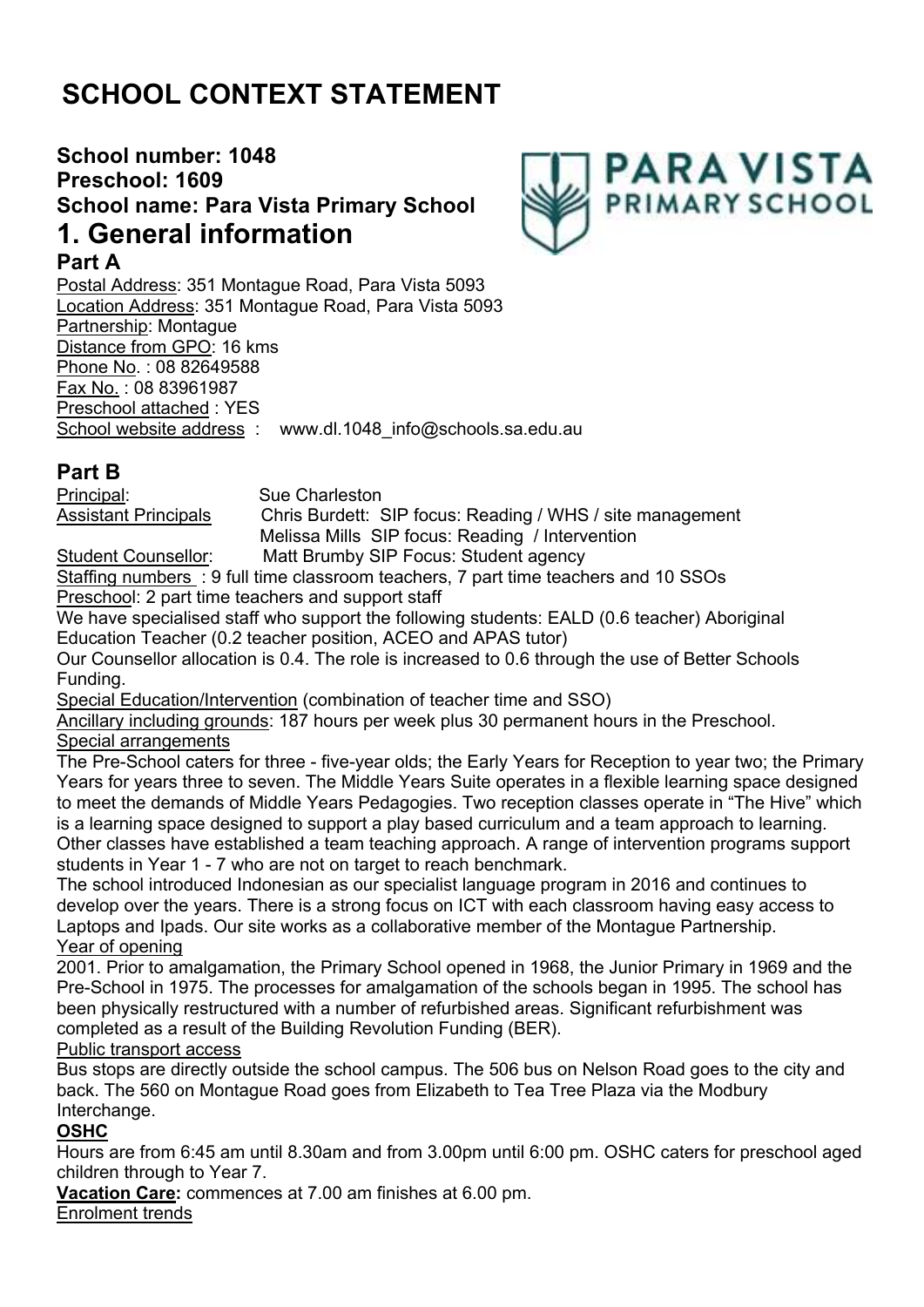# SCHOOL CONTEXT STATEMENT

**School number: 1048**
**Preschool: 1609**
**School name: Para Vista Primary School**

# 1. General information

## Part A

Postal Address: 351 Montague Road, Para Vista 5093
Location Address: 351 Montague Road, Para Vista 5093
Partnership: Montague
Distance from GPO: 16 kms
Phone No. : 08 82649588
Fax No. : 08 83961987
Preschool attached : YES
School website address : www.dl.1048_info@schools.sa.edu.au

## Part B

Principal: Sue Charleston
Assistant Principals Chris Burdett: SIP focus: Reading / WHS / site management
Melissa Mills SIP focus: Reading / Intervention
Student Counsellor: Matt Brumby SIP Focus: Student agency
Staffing numbers : 9 full time classroom teachers, 7 part time teachers and 10 SSOs
Preschool: 2 part time teachers and support staff

We have specialised staff who support the following students: EALD (0.6 teacher) Aboriginal Education Teacher (0.2 teacher position, ACEO and APAS tutor)

Our Counsellor allocation is 0.4. The role is increased to 0.6 through the use of Better Schools Funding.

Special Education/Intervention (combination of teacher time and SSO)

Ancillary including grounds: 187 hours per week plus 30 permanent hours in the Preschool.

Special arrangements

The Pre-School caters for three - five-year olds; the Early Years for Reception to year two; the Primary Years for years three to seven. The Middle Years Suite operates in a flexible learning space designed to meet the demands of Middle Years Pedagogies. Two reception classes operate in "The Hive" which is a learning space designed to support a play based curriculum and a team approach to learning. Other classes have established a team teaching approach. A range of intervention programs support students in Year 1 - 7 who are not on target to reach benchmark.

The school introduced Indonesian as our specialist language program in 2016 and continues to develop over the years. There is a strong focus on ICT with each classroom having easy access to Laptops and Ipads. Our site works as a collaborative member of the Montague Partnership.

Year of opening

2001. Prior to amalgamation, the Primary School opened in 1968, the Junior Primary in 1969 and the Pre-School in 1975. The processes for amalgamation of the schools began in 1995. The school has been physically restructured with a number of refurbished areas. Significant refurbishment was completed as a result of the Building Revolution Funding (BER).

Public transport access

Bus stops are directly outside the school campus. The 506 bus on Nelson Road goes to the city and back. The 560 on Montague Road goes from Elizabeth to Tea Tree Plaza via the Modbury Interchange.

**OSHC**

Hours are from 6:45 am until 8.30am and from 3.00pm until 6:00 pm. OSHC caters for preschool aged children through to Year 7.

**Vacation Care:** commences at 7.00 am finishes at 6.00 pm.

Enrolment trends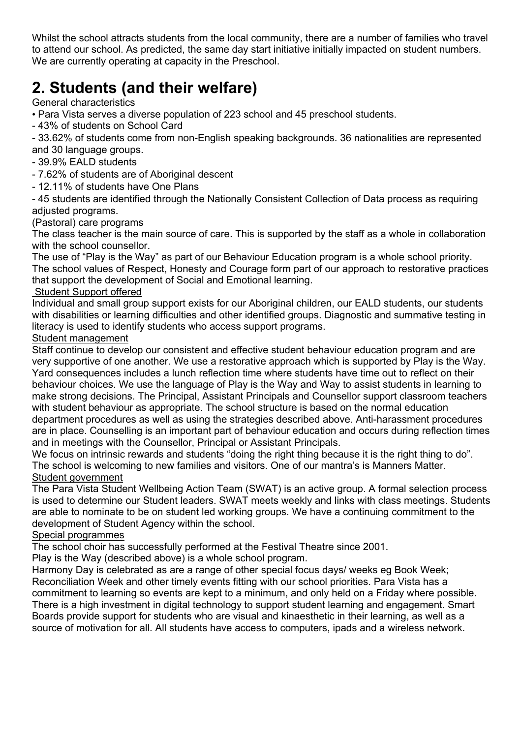Whilst the school attracts students from the local community, there are a number of families who travel to attend our school. As predicted, the same day start initiative initially impacted on student numbers. We are currently operating at capacity in the Preschool.

# 2. Students (and their welfare)

General characteristics

• Para Vista serves a diverse population of 223 school and 45 preschool students.

- 43% of students on School Card
- 33.62% of students come from non-English speaking backgrounds. 36 nationalities are represented and 30 language groups.
- 39.9% EALD students
- 7.62% of students are of Aboriginal descent
- 12.11% of students have One Plans
- 45 students are identified through the Nationally Consistent Collection of Data process as requiring adjusted programs.

(Pastoral) care programs

The class teacher is the main source of care. This is supported by the staff as a whole in collaboration with the school counsellor.

The use of "Play is the Way" as part of our Behaviour Education program is a whole school priority. The school values of Respect, Honesty and Courage form part of our approach to restorative practices that support the development of Social and Emotional learning.

Student Support offered

Individual and small group support exists for our Aboriginal children, our EALD students, our students with disabilities or learning difficulties and other identified groups. Diagnostic and summative testing in literacy is used to identify students who access support programs.

Student management

Staff continue to develop our consistent and effective student behaviour education program and are very supportive of one another. We use a restorative approach which is supported by Play is the Way. Yard consequences includes a lunch reflection time where students have time out to reflect on their behaviour choices. We use the language of Play is the Way and Way to assist students in learning to make strong decisions. The Principal, Assistant Principals and Counsellor support classroom teachers with student behaviour as appropriate. The school structure is based on the normal education department procedures as well as using the strategies described above. Anti-harassment procedures are in place. Counselling is an important part of behaviour education and occurs during reflection times and in meetings with the Counsellor, Principal or Assistant Principals.

We focus on intrinsic rewards and students "doing the right thing because it is the right thing to do". The school is welcoming to new families and visitors. One of our mantra's is Manners Matter.

Student government

The Para Vista Student Wellbeing Action Team (SWAT) is an active group. A formal selection process is used to determine our Student leaders. SWAT meets weekly and links with class meetings. Students are able to nominate to be on student led working groups. We have a continuing commitment to the development of Student Agency within the school.

Special programmes

The school choir has successfully performed at the Festival Theatre since 2001.

Play is the Way (described above) is a whole school program.

Harmony Day is celebrated as are a range of other special focus days/ weeks eg Book Week; Reconciliation Week and other timely events fitting with our school priorities. Para Vista has a commitment to learning so events are kept to a minimum, and only held on a Friday where possible. There is a high investment in digital technology to support student learning and engagement. Smart Boards provide support for students who are visual and kinaesthetic in their learning, as well as a source of motivation for all. All students have access to computers, ipads and a wireless network.